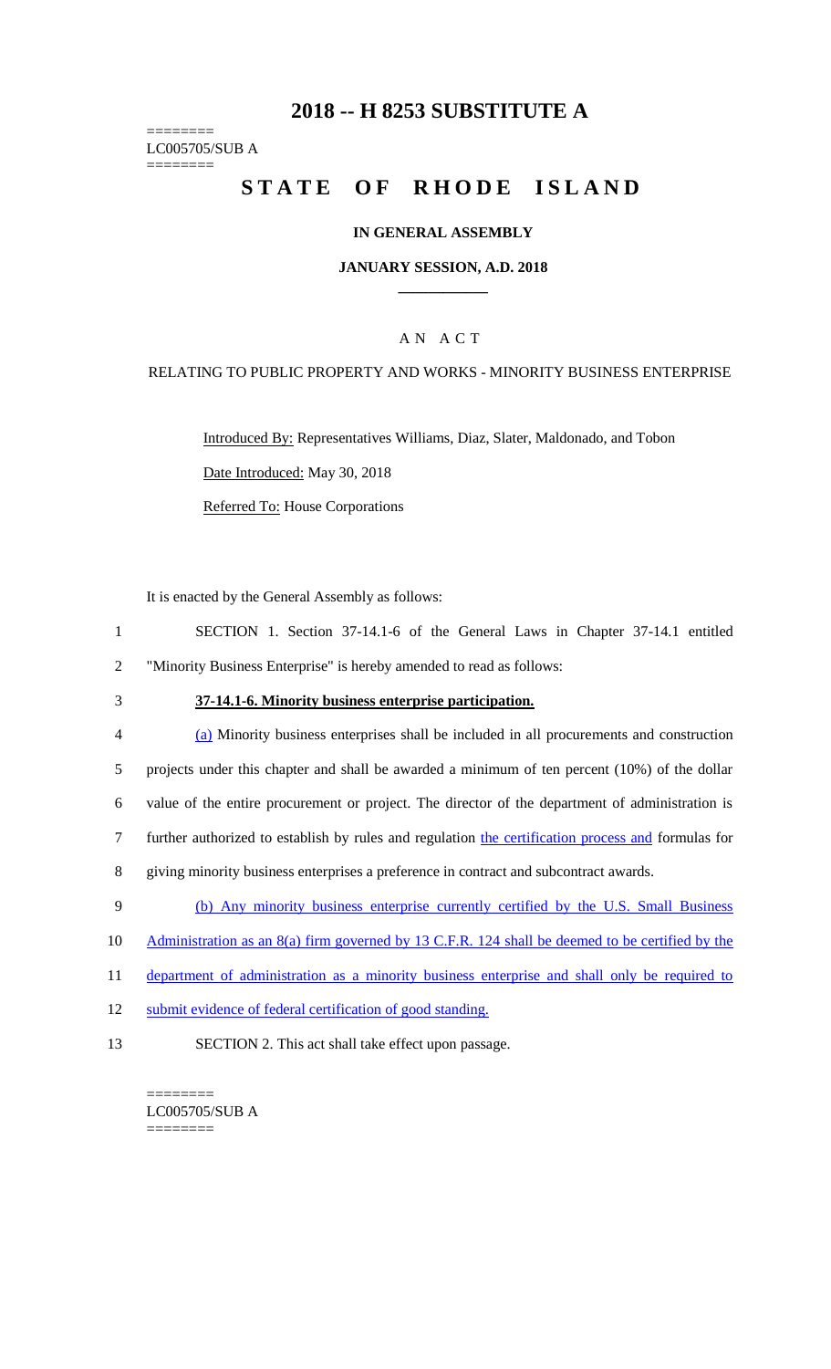# 2018 -- H 8253 SUBSTITUTE A

========
LC005705/SUB A
========

# STATE OF RHODE ISLAND

## IN GENERAL ASSEMBLY

### JANUARY SESSION, A.D. 2018

---

A N A C T

RELATING TO PUBLIC PROPERTY AND WORKS - MINORITY BUSINESS ENTERPRISE

Introduced By: Representatives Williams, Diaz, Slater, Maldonado, and Tobon

Date Introduced: May 30, 2018

Referred To: House Corporations

It is enacted by the General Assembly as follows:

1 SECTION 1. Section 37-14.1-6 of the General Laws in Chapter 37-14.1 entitled
2 "Minority Business Enterprise" is hereby amended to read as follows:

3 **37-14.1-6. Minority business enterprise participation.**

4 (a) Minority business enterprises shall be included in all procurements and construction
5 projects under this chapter and shall be awarded a minimum of ten percent (10%) of the dollar
6 value of the entire procurement or project. The director of the department of administration is
7 further authorized to establish by rules and regulation the certification process and formulas for
8 giving minority business enterprises a preference in contract and subcontract awards.

9 (b) Any minority business enterprise currently certified by the U.S. Small Business
10 Administration as an 8(a) firm governed by 13 C.F.R. 124 shall be deemed to be certified by the
11 department of administration as a minority business enterprise and shall only be required to
12 submit evidence of federal certification of good standing.

13 SECTION 2. This act shall take effect upon passage.

========
LC005705/SUB A
========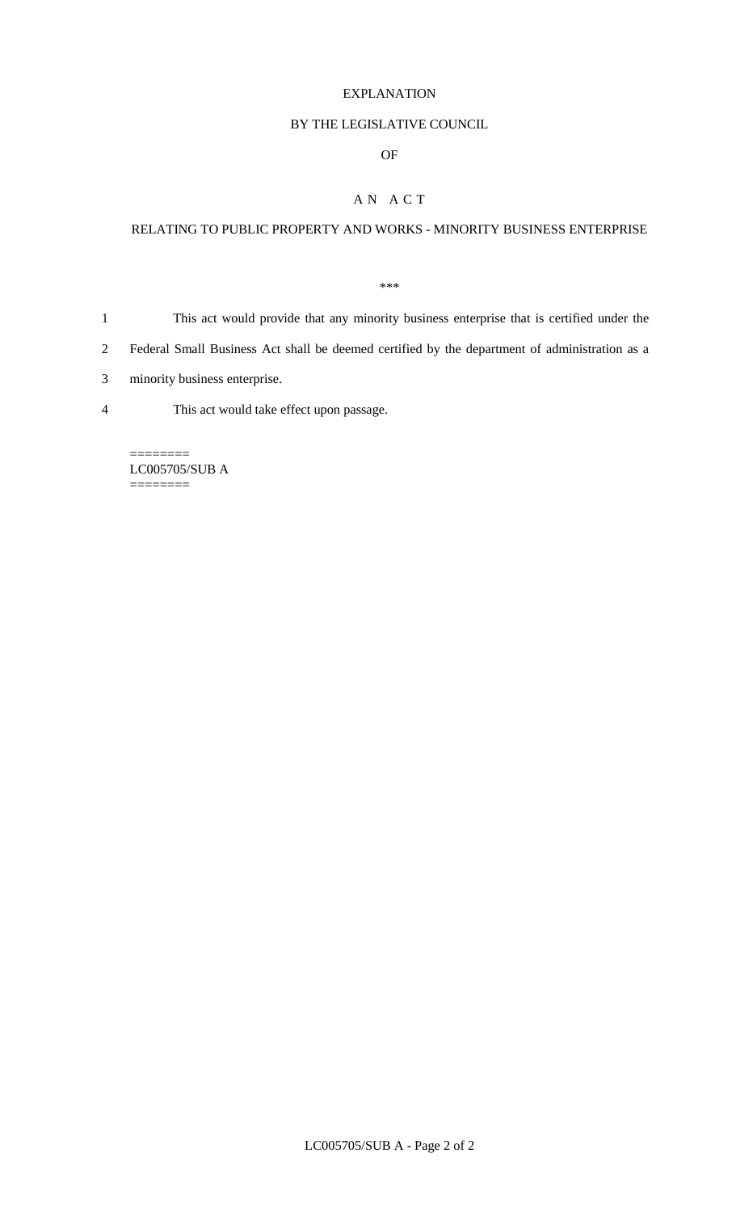EXPLANATION

BY THE LEGISLATIVE COUNCIL

OF

A N A C T

RELATING TO PUBLIC PROPERTY AND WORKS - MINORITY BUSINESS ENTERPRISE

\*\*\*

1 This act would provide that any minority business enterprise that is certified under the
2 Federal Small Business Act shall be deemed certified by the department of administration as a
3 minority business enterprise.
4 This act would take effect upon passage.

========
LC005705/SUB A
========